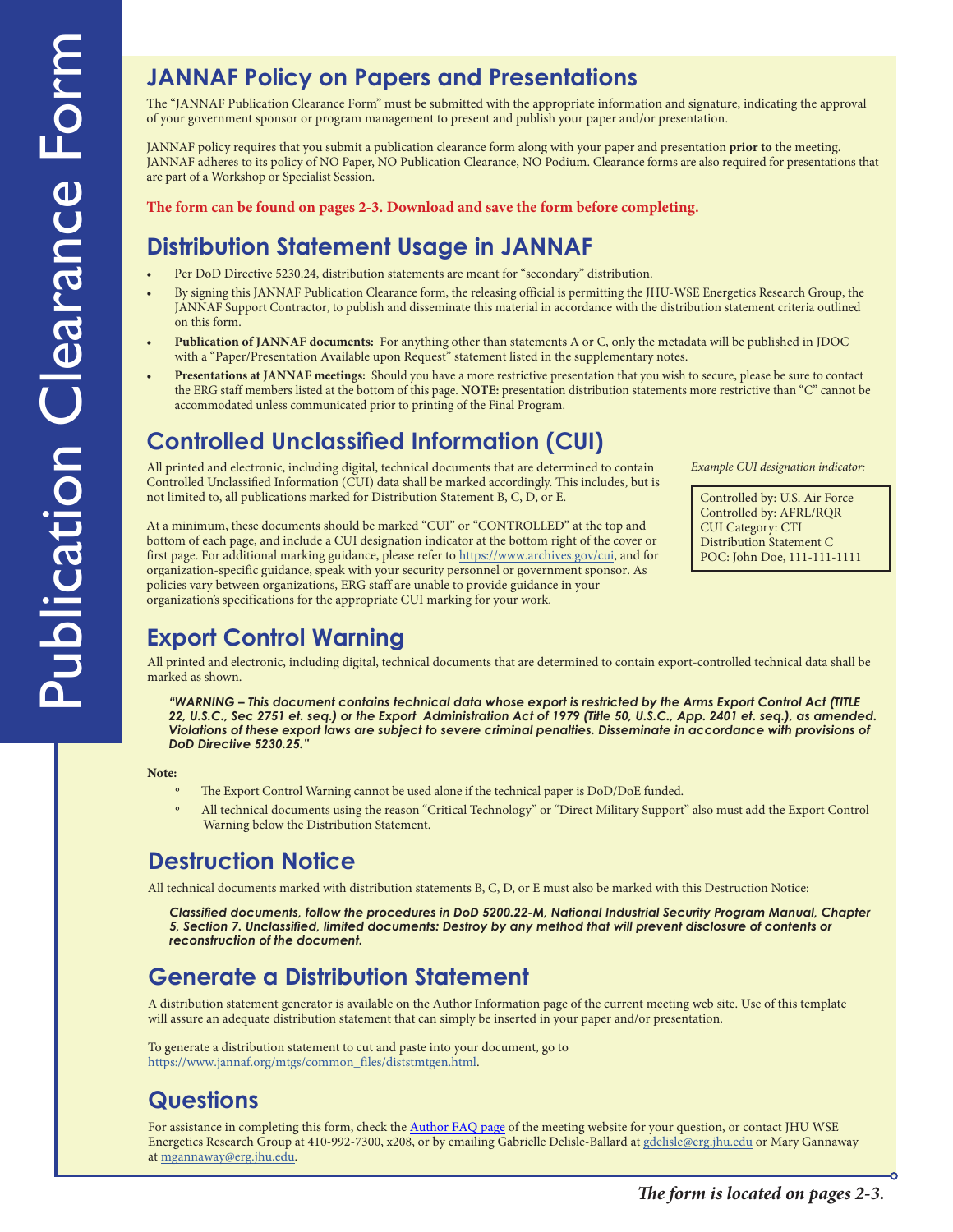# Publication Clearance Form

## JANNAF Policy on Papers and Presentations

The "JANNAF Publication Clearance Form" must be submitted with the appropriate information and signature, indicating the approval of your government sponsor or program management to present and publish your paper and/or presentation.

JANNAF policy requires that you submit a publication clearance form along with your paper and presentation **prior to** the meeting. JANNAF adheres to its policy of NO Paper, NO Publication Clearance, NO Podium. Clearance forms are also required for presentations that are part of a Workshop or Specialist Session.

**The form can be found on pages 2-3. Download and save the form before completing.**

## Distribution Statement Usage in JANNAF

- Per DoD Directive 5230.24, distribution statements are meant for "secondary" distribution.
- By signing this JANNAF Publication Clearance form, the releasing official is permitting the JHU-WSE Energetics Research Group, the JANNAF Support Contractor, to publish and disseminate this material in accordance with the distribution statement criteria outlined on this form.
- **Publication of JANNAF documents:** For anything other than statements A or C, only the metadata will be published in JDOC with a "Paper/Presentation Available upon Request" statement listed in the supplementary notes.
- **Presentations at JANNAF meetings:** Should you have a more restrictive presentation that you wish to secure, please be sure to contact the ERG staff members listed at the bottom of this page. **NOTE:** presentation distribution statements more restrictive than "C" cannot be accommodated unless communicated prior to printing of the Final Program.

## Controlled Unclassified Information (CUI)

All printed and electronic, including digital, technical documents that are determined to contain Controlled Unclassified Information (CUI) data shall be marked accordingly. This includes, but is not limited to, all publications marked for Distribution Statement B, C, D, or E.

At a minimum, these documents should be marked "CUI" or "CONTROLLED" at the top and bottom of each page, and include a CUI designation indicator at the bottom right of the cover or first page. For additional marking guidance, please refer to https://www.archives.gov/cui, and for organization-specific guidance, speak with your security personnel or government sponsor. As policies vary between organizations, ERG staff are unable to provide guidance in your organization's specifications for the appropriate CUI marking for your work.

*Example CUI designation indicator:*

> Controlled by: U.S. Air Force
> Controlled by: AFRL/RQR
> CUI Category: CTI
> Distribution Statement C
> POC: John Doe, 111-111-1111

## Export Control Warning

All printed and electronic, including digital, technical documents that are determined to contain export-controlled technical data shall be marked as shown.

> ***"WARNING – This document contains technical data whose export is restricted by the Arms Export Control Act (TITLE 22, U.S.C., Sec 2751 et. seq.) or the Export Administration Act of 1979 (Title 50, U.S.C., App. 2401 et. seq.), as amended. Violations of these export laws are subject to severe criminal penalties. Disseminate in accordance with provisions of DoD Directive 5230.25."***

**Note:**

- The Export Control Warning cannot be used alone if the technical paper is DoD/DoE funded.
- All technical documents using the reason "Critical Technology" or "Direct Military Support" also must add the Export Control Warning below the Distribution Statement.

## Destruction Notice

All technical documents marked with distribution statements B, C, D, or E must also be marked with this Destruction Notice:

> ***Classified documents, follow the procedures in DoD 5200.22-M, National Industrial Security Program Manual, Chapter 5, Section 7. Unclassified, limited documents: Destroy by any method that will prevent disclosure of contents or reconstruction of the document.***

## Generate a Distribution Statement

A distribution statement generator is available on the Author Information page of the current meeting web site. Use of this template will assure an adequate distribution statement that can simply be inserted in your paper and/or presentation.

To generate a distribution statement to cut and paste into your document, go to https://www.jannaf.org/mtgs/common_files/diststmtgen.html.

## Questions

For assistance in completing this form, check the Author FAQ page of the meeting website for your question, or contact JHU WSE Energetics Research Group at 410-992-7300, x208, or by emailing Gabrielle Delisle-Ballard at gdelisle@erg.jhu.edu or Mary Gannaway at mgannaway@erg.jhu.edu.

***The form is located on pages 2-3.***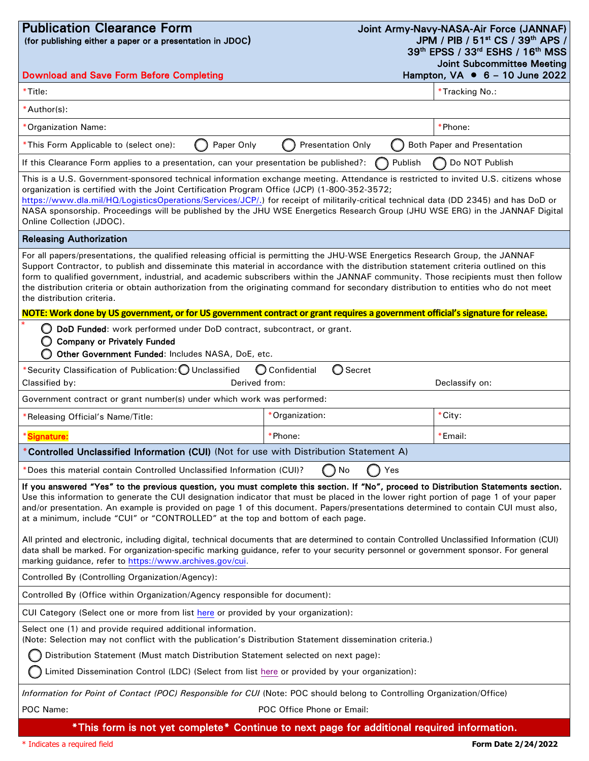# Publication Clearance Form

(for publishing either a paper or a presentation in JDOC)

**Joint Army-Navy-NASA-Air Force (JANNAF)**
**JPM / PIB / 51st CS / 39th APS / 39th EPSS / 33rd ESHS / 16th MSS**
**Joint Subcommittee Meeting**
**Hampton, VA • 6 – 10 June 2022**

Download and Save Form Before Completing

| | |
|---|---|
| *Title: | *Tracking No.: |
| *Author(s): | |
| *Organization Name: | *Phone: |

*This Form Applicable to (select one): ◯ Paper Only ◯ Presentation Only ◯ Both Paper and Presentation

If this Clearance Form applies to a presentation, can your presentation be published?: ◯ Publish ◯ Do NOT Publish

This is a U.S. Government-sponsored technical information exchange meeting. Attendance is restricted to invited U.S. citizens whose organization is certified with the Joint Certification Program Office (JCP) (1-800-352-3572; https://www.dla.mil/HQ/LogisticsOperations/Services/JCP/.) for receipt of militarily-critical technical data (DD 2345) and has DoD or NASA sponsorship. Proceedings will be published by the JHU WSE Energetics Research Group (JHU WSE ERG) in the JANNAF Digital Online Collection (JDOC).

## Releasing Authorization

For all papers/presentations, the qualified releasing official is permitting the JHU-WSE Energetics Research Group, the JANNAF Support Contractor, to publish and disseminate this material in accordance with the distribution statement criteria outlined on this form to qualified government, industrial, and academic subscribers within the JANNAF community. Those recipients must then follow the distribution criteria or obtain authorization from the originating command for secondary distribution to entities who do not meet the distribution criteria.

**NOTE: Work done by US government, or for US government contract or grant requires a government official's signature for release.**

*
- ◯ **DoD Funded**: work performed under DoD contract, subcontract, or grant.
- ◯ **Company or Privately Funded**
- ◯ **Other Government Funded**: Includes NASA, DoE, etc.

*Security Classification of Publication: ◯ Unclassified ◯ Confidential ◯ Secret

Classified by: Derived from: Declassify on:

Government contract or grant number(s) under which work was performed:

| | | |
|---|---|---|
| *Releasing Official's Name/Title: | *Organization: | *City: |
| ***Signature:** | *Phone: | *Email: |

## *Controlled Unclassified Information (CUI) (Not for use with Distribution Statement A)

*Does this material contain Controlled Unclassified Information (CUI)? ◯ No ◯ Yes

**If you answered "Yes" to the previous question, you must complete this section. If "No", proceed to Distribution Statements section.** Use this information to generate the CUI designation indicator that must be placed in the lower right portion of page 1 of your paper and/or presentation. An example is provided on page 1 of this document. Papers/presentations determined to contain CUI must also, at a minimum, include "CUI" or "CONTROLLED" at the top and bottom of each page.

All printed and electronic, including digital, technical documents that are determined to contain Controlled Unclassified Information (CUI) data shall be marked. For organization-specific marking guidance, refer to your security personnel or government sponsor. For general marking guidance, refer to https://www.archives.gov/cui.

Controlled By (Controlling Organization/Agency):

Controlled By (Office within Organization/Agency responsible for document):

CUI Category (Select one or more from list here or provided by your organization):

Select one (1) and provide required additional information.
(Note: Selection may not conflict with the publication's Distribution Statement dissemination criteria.)

- ◯ Distribution Statement (Must match Distribution Statement selected on next page):
- ◯ Limited Dissemination Control (LDC) (Select from list here or provided by your organization):

*Information for Point of Contact (POC) Responsible for CUI* (Note: POC should belong to Controlling Organization/Office)

POC Name: POC Office Phone or Email:

**\*This form is not yet complete\* Continue to next page for additional required information.**

\* Indicates a required field

**Form Date 2/24/2022**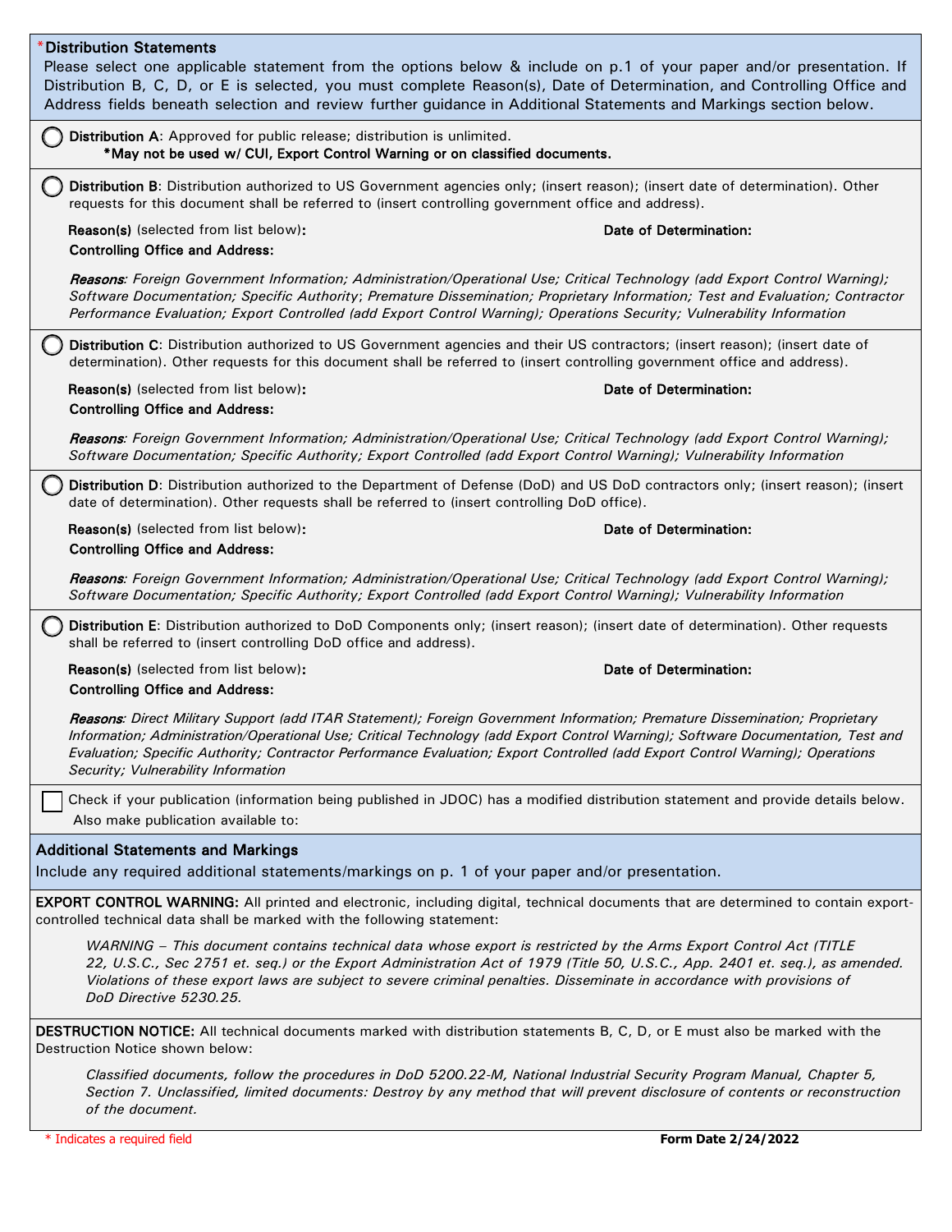## *Distribution Statements

Please select one applicable statement from the options below & include on p.1 of your paper and/or presentation. If Distribution B, C, D, or E is selected, you must complete Reason(s), Date of Determination, and Controlling Office and Address fields beneath selection and review further guidance in Additional Statements and Markings section below.

◯ **Distribution A**: Approved for public release; distribution is unlimited.
**\*May not be used w/ CUI, Export Control Warning or on classified documents.**

◯ **Distribution B**: Distribution authorized to US Government agencies only; (insert reason); (insert date of determination). Other requests for this document shall be referred to (insert controlling government office and address).

**Reason(s)** (selected from list below)**:** **Date of Determination:**
**Controlling Office and Address:**

***Reasons**: Foreign Government Information; Administration/Operational Use; Critical Technology (add Export Control Warning); Software Documentation; Specific Authority; Premature Dissemination; Proprietary Information; Test and Evaluation; Contractor Performance Evaluation; Export Controlled (add Export Control Warning); Operations Security; Vulnerability Information*

◯ **Distribution C**: Distribution authorized to US Government agencies and their US contractors; (insert reason); (insert date of determination). Other requests for this document shall be referred to (insert controlling government office and address).

**Reason(s)** (selected from list below)**:** **Date of Determination:**
**Controlling Office and Address:**

***Reasons**: Foreign Government Information; Administration/Operational Use; Critical Technology (add Export Control Warning); Software Documentation; Specific Authority; Export Controlled (add Export Control Warning); Vulnerability Information*

◯ **Distribution D**: Distribution authorized to the Department of Defense (DoD) and US DoD contractors only; (insert reason); (insert date of determination). Other requests shall be referred to (insert controlling DoD office).

**Reason(s)** (selected from list below)**:** **Date of Determination:**
**Controlling Office and Address:**

***Reasons**: Foreign Government Information; Administration/Operational Use; Critical Technology (add Export Control Warning); Software Documentation; Specific Authority; Export Controlled (add Export Control Warning); Vulnerability Information*

◯ **Distribution E**: Distribution authorized to DoD Components only; (insert reason); (insert date of determination). Other requests shall be referred to (insert controlling DoD office and address).

**Reason(s)** (selected from list below)**:** **Date of Determination:**
**Controlling Office and Address:**

***Reasons**: Direct Military Support (add ITAR Statement); Foreign Government Information; Premature Dissemination; Proprietary Information; Administration/Operational Use; Critical Technology (add Export Control Warning); Software Documentation, Test and Evaluation; Specific Authority; Contractor Performance Evaluation; Export Controlled (add Export Control Warning); Operations Security; Vulnerability Information*

☐ Check if your publication (information being published in JDOC) has a modified distribution statement and provide details below.
Also make publication available to:

## Additional Statements and Markings

Include any required additional statements/markings on p. 1 of your paper and/or presentation.

**EXPORT CONTROL WARNING:** All printed and electronic, including digital, technical documents that are determined to contain export-controlled technical data shall be marked with the following statement:

> *WARNING – This document contains technical data whose export is restricted by the Arms Export Control Act (TITLE 22, U.S.C., Sec 2751 et. seq.) or the Export Administration Act of 1979 (Title 50, U.S.C., App. 2401 et. seq.), as amended. Violations of these export laws are subject to severe criminal penalties. Disseminate in accordance with provisions of DoD Directive 5230.25.*

**DESTRUCTION NOTICE:** All technical documents marked with distribution statements B, C, D, or E must also be marked with the Destruction Notice shown below:

> *Classified documents, follow the procedures in DoD 5200.22-M, National Industrial Security Program Manual, Chapter 5, Section 7. Unclassified, limited documents: Destroy by any method that will prevent disclosure of contents or reconstruction of the document.*

\* Indicates a required field

**Form Date 2/24/2022**